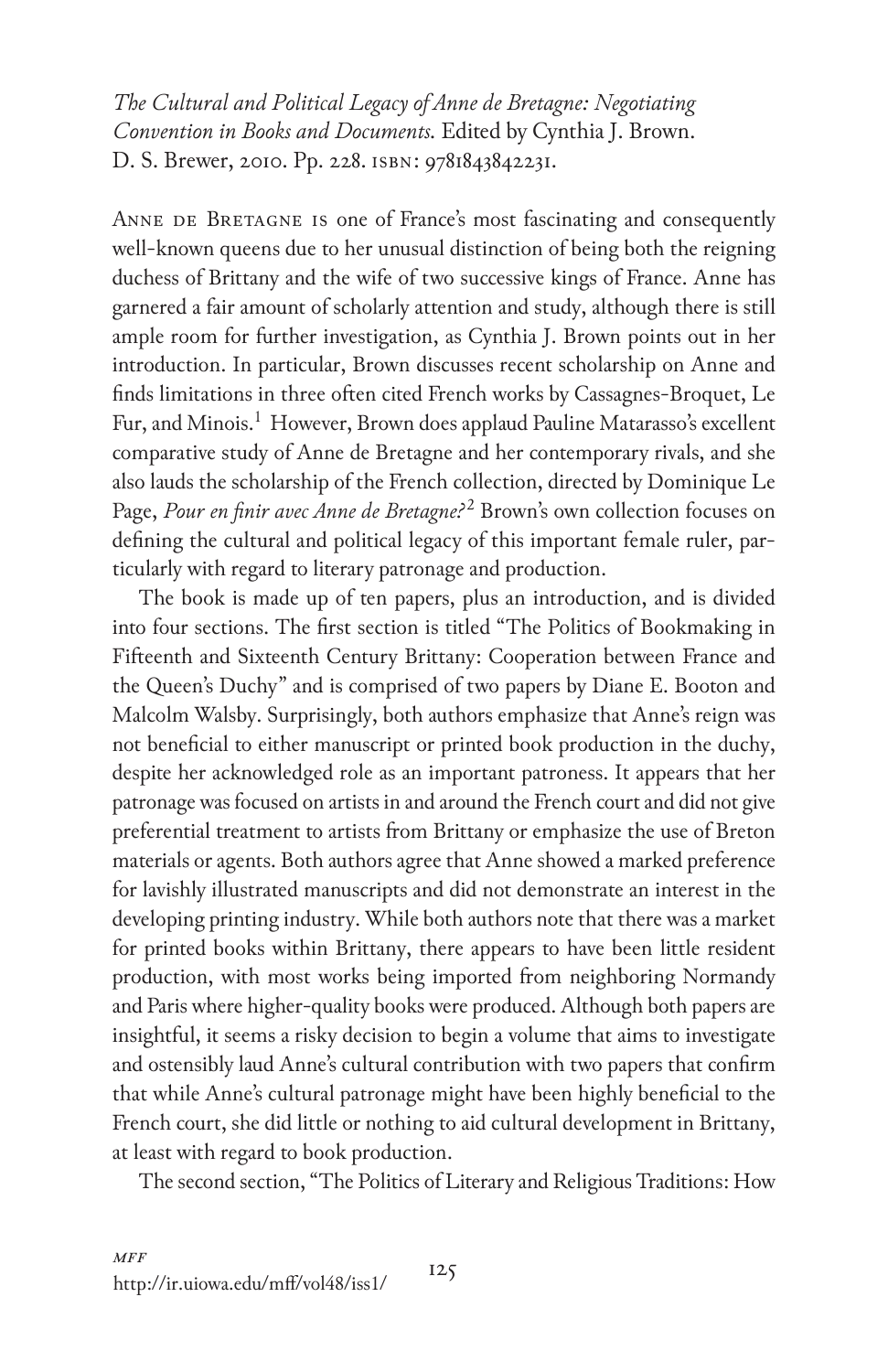*The Cultural and Political Legacy of Anne de Bretagne: Negotiating Convention in Books and Documents.* Edited by Cynthia J. Brown. D. S. Brewer, 2010. Pp. 228. ISBN: 9781843842231.

ANNE DE BRETAGNE IS one of France's most fascinating and consequently well-known queens due to her unusual distinction of being both the reigning duchess of Brittany and the wife of two successive kings of France. Anne has garnered a fair amount of scholarly attention and study, although there is still ample room for further investigation, as Cynthia J. Brown points out in her introduction. In particular, Brown discusses recent scholarship on Anne and finds limitations in three often cited French works by Cassagnes-Broquet, Le Fur, and Minois.[1] However, Brown does applaud Pauline Matarasso's excellent comparative study of Anne de Bretagne and her contemporary rivals, and she also lauds the scholarship of the French collection, directed by Dominique Le Page, *Pour en finir avec Anne de Bretagne?*[2] Brown's own collection focuses on defining the cultural and political legacy of this important female ruler, particularly with regard to literary patronage and production.

The book is made up of ten papers, plus an introduction, and is divided into four sections. The first section is titled "The Politics of Bookmaking in Fifteenth and Sixteenth Century Brittany: Cooperation between France and the Queen's Duchy" and is comprised of two papers by Diane E. Booton and Malcolm Walsby. Surprisingly, both authors emphasize that Anne's reign was not beneficial to either manuscript or printed book production in the duchy, despite her acknowledged role as an important patroness. It appears that her patronage was focused on artists in and around the French court and did not give preferential treatment to artists from Brittany or emphasize the use of Breton materials or agents. Both authors agree that Anne showed a marked preference for lavishly illustrated manuscripts and did not demonstrate an interest in the developing printing industry. While both authors note that there was a market for printed books within Brittany, there appears to have been little resident production, with most works being imported from neighboring Normandy and Paris where higher-quality books were produced. Although both papers are insightful, it seems a risky decision to begin a volume that aims to investigate and ostensibly laud Anne's cultural contribution with two papers that confirm that while Anne's cultural patronage might have been highly beneficial to the French court, she did little or nothing to aid cultural development in Brittany, at least with regard to book production.

The second section, "The Politics of Literary and Religious Traditions: How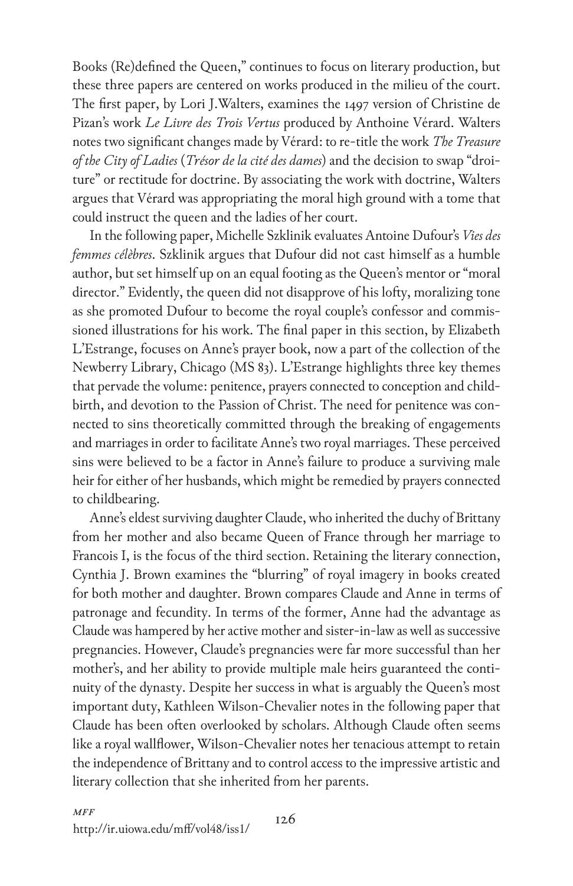Books (Re)defined the Queen," continues to focus on literary production, but these three papers are centered on works produced in the milieu of the court. The first paper, by Lori J. Walters, examines the 1497 version of Christine de Pizan's work *Le Livre des Trois Vertus* produced by Anthoine Vérard. Walters notes two significant changes made by Vérard: to re-title the work *The Treasure of the City of Ladies* (*Trésor de la cité des dames*) and the decision to swap "droiture" or rectitude for doctrine. By associating the work with doctrine, Walters argues that Vérard was appropriating the moral high ground with a tome that could instruct the queen and the ladies of her court.

In the following paper, Michelle Szklinik evaluates Antoine Dufour's *Vies des femmes célèbres*. Szklinik argues that Dufour did not cast himself as a humble author, but set himself up on an equal footing as the Queen's mentor or "moral director." Evidently, the queen did not disapprove of his lofty, moralizing tone as she promoted Dufour to become the royal couple's confessor and commissioned illustrations for his work. The final paper in this section, by Elizabeth L'Estrange, focuses on Anne's prayer book, now a part of the collection of the Newberry Library, Chicago (MS 83). L'Estrange highlights three key themes that pervade the volume: penitence, prayers connected to conception and childbirth, and devotion to the Passion of Christ. The need for penitence was connected to sins theoretically committed through the breaking of engagements and marriages in order to facilitate Anne's two royal marriages. These perceived sins were believed to be a factor in Anne's failure to produce a surviving male heir for either of her husbands, which might be remedied by prayers connected to childbearing.

Anne's eldest surviving daughter Claude, who inherited the duchy of Brittany from her mother and also became Queen of France through her marriage to Francois I, is the focus of the third section. Retaining the literary connection, Cynthia J. Brown examines the "blurring" of royal imagery in books created for both mother and daughter. Brown compares Claude and Anne in terms of patronage and fecundity. In terms of the former, Anne had the advantage as Claude was hampered by her active mother and sister-in-law as well as successive pregnancies. However, Claude's pregnancies were far more successful than her mother's, and her ability to provide multiple male heirs guaranteed the continuity of the dynasty. Despite her success in what is arguably the Queen's most important duty, Kathleen Wilson-Chevalier notes in the following paper that Claude has been often overlooked by scholars. Although Claude often seems like a royal wallflower, Wilson-Chevalier notes her tenacious attempt to retain the independence of Brittany and to control access to the impressive artistic and literary collection that she inherited from her parents.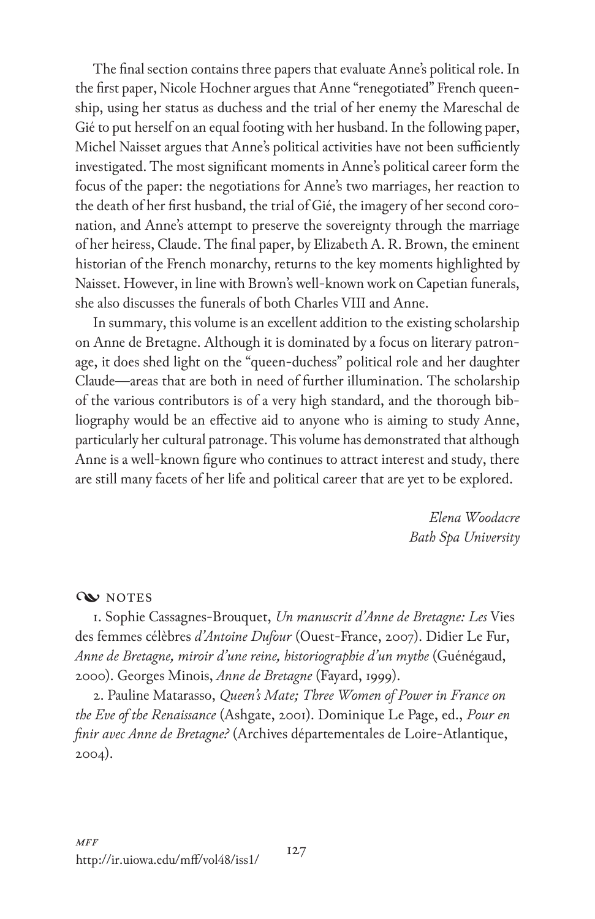The final section contains three papers that evaluate Anne's political role. In the first paper, Nicole Hochner argues that Anne "renegotiated" French queenship, using her status as duchess and the trial of her enemy the Mareschal de Gié to put herself on an equal footing with her husband. In the following paper, Michel Naisset argues that Anne's political activities have not been sufficiently investigated. The most significant moments in Anne's political career form the focus of the paper: the negotiations for Anne's two marriages, her reaction to the death of her first husband, the trial of Gié, the imagery of her second coronation, and Anne's attempt to preserve the sovereignty through the marriage of her heiress, Claude. The final paper, by Elizabeth A. R. Brown, the eminent historian of the French monarchy, returns to the key moments highlighted by Naisset. However, in line with Brown's well-known work on Capetian funerals, she also discusses the funerals of both Charles VIII and Anne.

In summary, this volume is an excellent addition to the existing scholarship on Anne de Bretagne. Although it is dominated by a focus on literary patronage, it does shed light on the "queen-duchess" political role and her daughter Claude—areas that are both in need of further illumination. The scholarship of the various contributors is of a very high standard, and the thorough bibliography would be an effective aid to anyone who is aiming to study Anne, particularly her cultural patronage. This volume has demonstrated that although Anne is a well-known figure who continues to attract interest and study, there are still many facets of her life and political career that are yet to be explored.

*Elena Woodacre*
*Bath Spa University*

## NOTES

1. Sophie Cassagnes-Brouquet, *Un manuscrit d'Anne de Bretagne: Les* Vies des femmes célèbres *d'Antoine Dufour* (Ouest-France, 2007). Didier Le Fur, *Anne de Bretagne, miroir d'une reine, historiographie d'un mythe* (Guénégaud, 2000). Georges Minois, *Anne de Bretagne* (Fayard, 1999).

2. Pauline Matarasso, *Queen's Mate; Three Women of Power in France on the Eve of the Renaissance* (Ashgate, 2001). Dominique Le Page, ed., *Pour en finir avec Anne de Bretagne?* (Archives départementales de Loire-Atlantique, 2004).